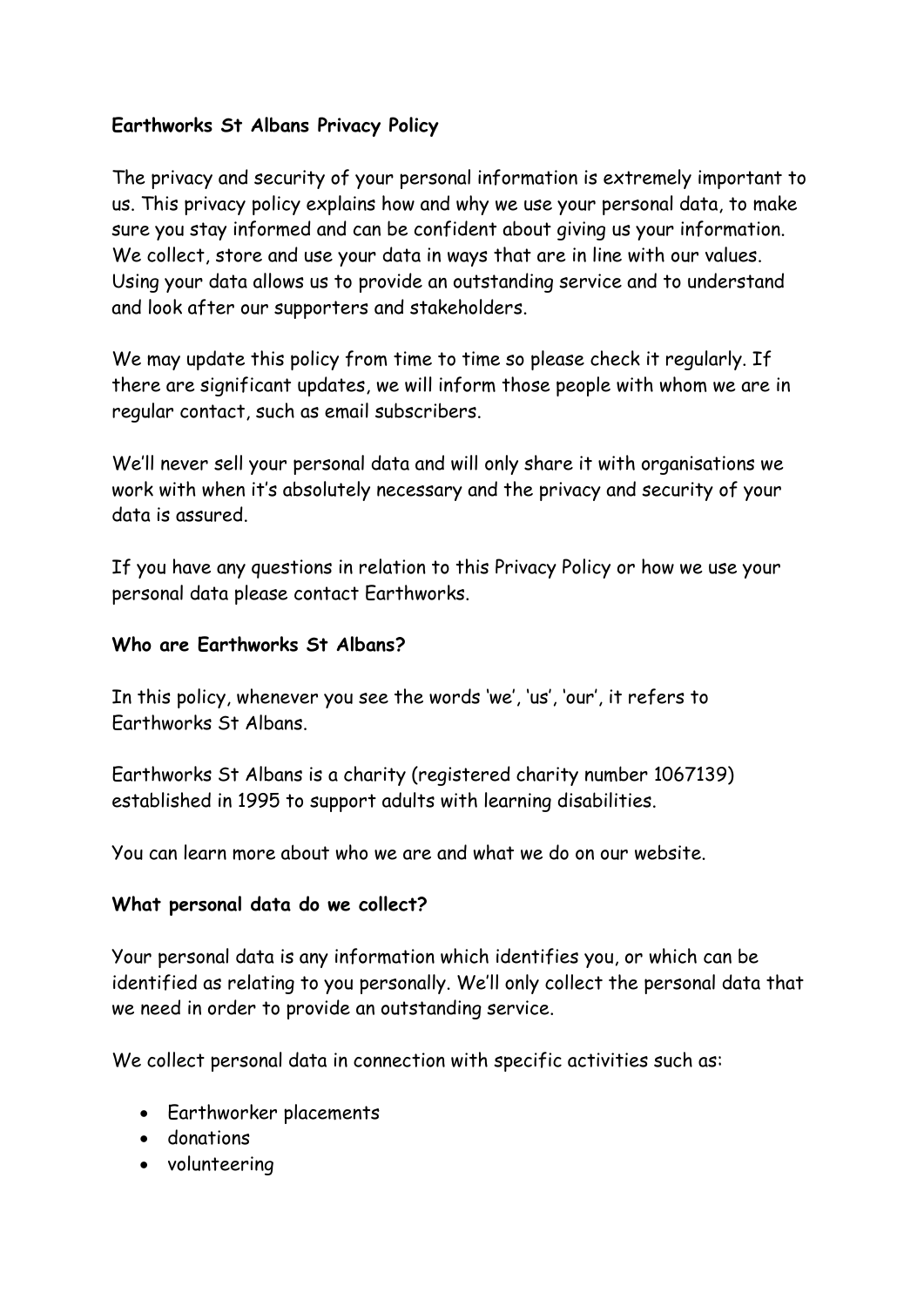# Earthworks St Albans Privacy Policy

The privacy and security of your personal information is extremely important to us. This privacy policy explains how and why we use your personal data, to make sure you stay informed and can be confident about giving us your information. We collect, store and use your data in ways that are in line with our values. Using your data allows us to provide an outstanding service and to understand and look after our supporters and stakeholders.

We may update this policy from time to time so please check it regularly. If there are significant updates, we will inform those people with whom we are in regular contact, such as email subscribers.

We'll never sell your personal data and will only share it with organisations we work with when it's absolutely necessary and the privacy and security of your data is assured.

If you have any questions in relation to this Privacy Policy or how we use your personal data please contact Earthworks.

## Who are Earthworks St Albans?

In this policy, whenever you see the words 'we', 'us', 'our', it refers to Earthworks St Albans.

Earthworks St Albans is a charity (registered charity number 1067139) established in 1995 to support adults with learning disabilities.

You can learn more about who we are and what we do on our website.

## What personal data do we collect?

Your personal data is any information which identifies you, or which can be identified as relating to you personally. We'll only collect the personal data that we need in order to provide an outstanding service.

We collect personal data in connection with specific activities such as:

- Earthworker placements
- donations
- volunteering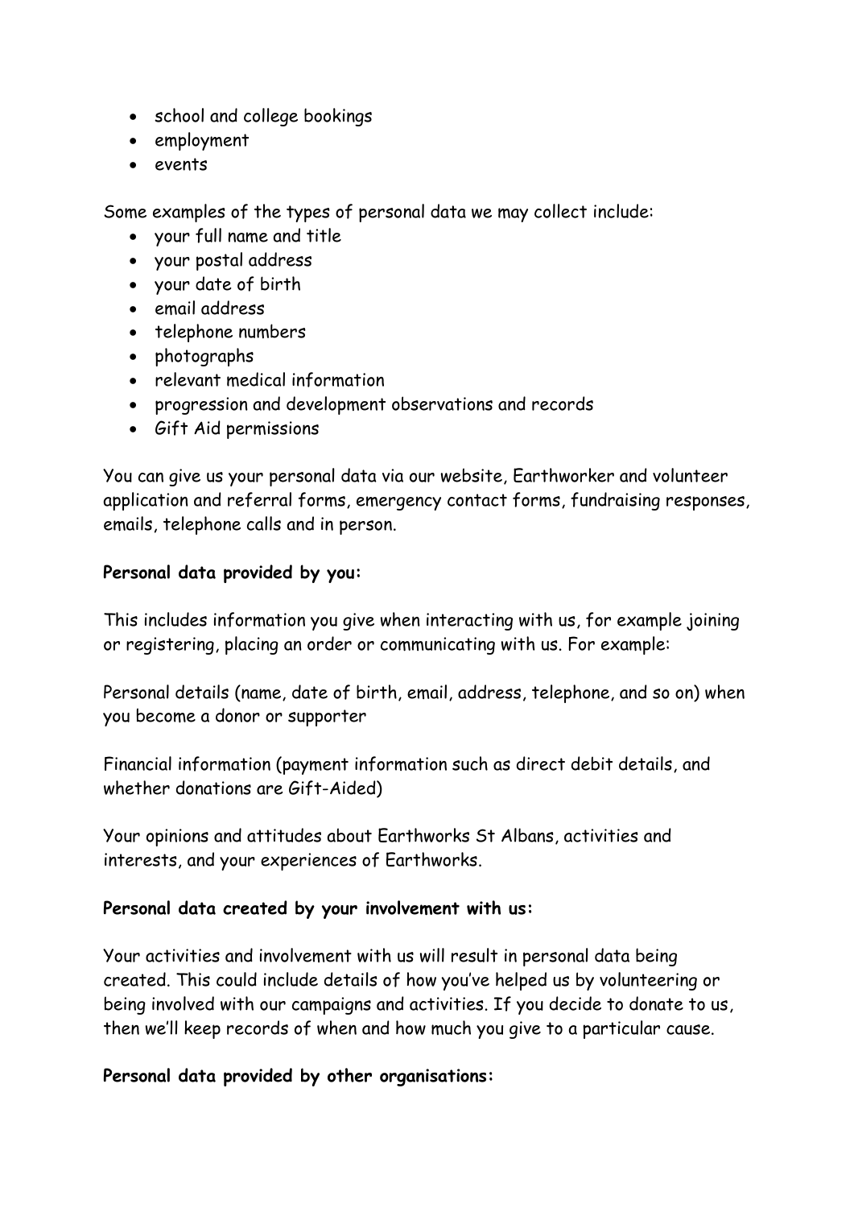- school and college bookings
- employment
- events

Some examples of the types of personal data we may collect include:

- your full name and title
- your postal address
- your date of birth
- email address
- telephone numbers
- photographs
- relevant medical information
- progression and development observations and records
- Gift Aid permissions

You can give us your personal data via our website, Earthworker and volunteer application and referral forms, emergency contact forms, fundraising responses, emails, telephone calls and in person.

**Personal data provided by you:**

This includes information you give when interacting with us, for example joining or registering, placing an order or communicating with us. For example:

Personal details (name, date of birth, email, address, telephone, and so on) when you become a donor or supporter

Financial information (payment information such as direct debit details, and whether donations are Gift-Aided)

Your opinions and attitudes about Earthworks St Albans, activities and interests, and your experiences of Earthworks.

**Personal data created by your involvement with us:**

Your activities and involvement with us will result in personal data being created. This could include details of how you've helped us by volunteering or being involved with our campaigns and activities. If you decide to donate to us, then we'll keep records of when and how much you give to a particular cause.

**Personal data provided by other organisations:**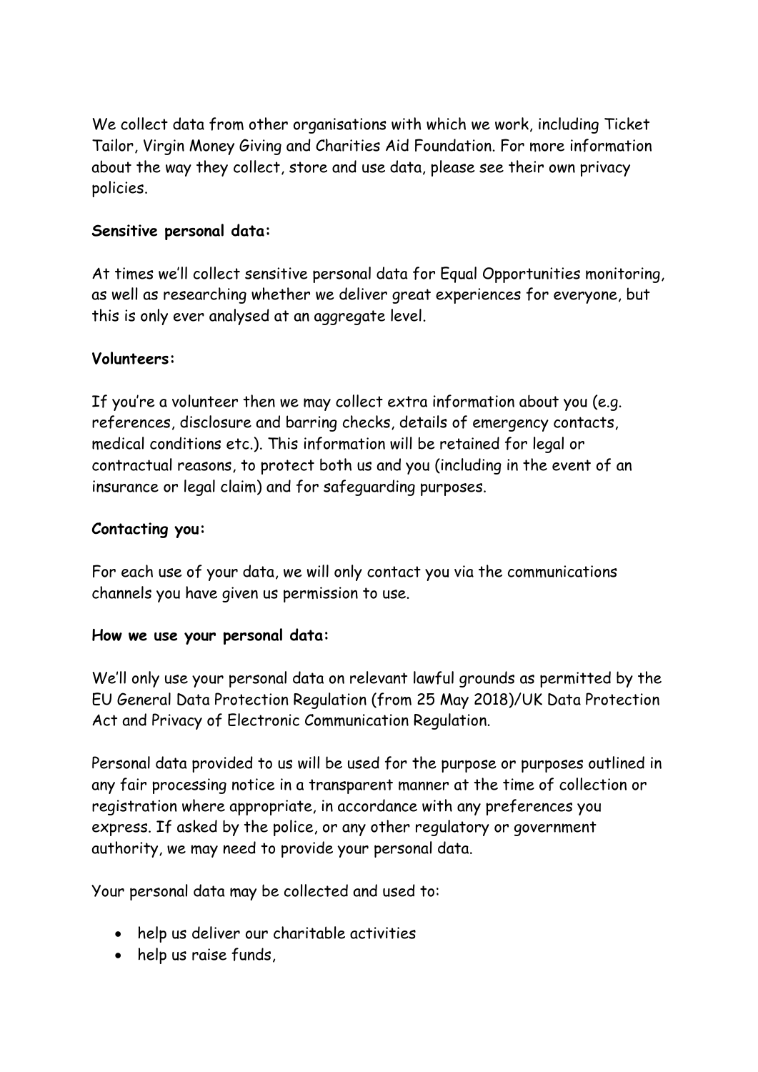We collect data from other organisations with which we work, including Ticket Tailor, Virgin Money Giving and Charities Aid Foundation. For more information about the way they collect, store and use data, please see their own privacy policies.

**Sensitive personal data:**

At times we'll collect sensitive personal data for Equal Opportunities monitoring, as well as researching whether we deliver great experiences for everyone, but this is only ever analysed at an aggregate level.

**Volunteers:**

If you're a volunteer then we may collect extra information about you (e.g. references, disclosure and barring checks, details of emergency contacts, medical conditions etc.). This information will be retained for legal or contractual reasons, to protect both us and you (including in the event of an insurance or legal claim) and for safeguarding purposes.

**Contacting you:**

For each use of your data, we will only contact you via the communications channels you have given us permission to use.

**How we use your personal data:**

We'll only use your personal data on relevant lawful grounds as permitted by the EU General Data Protection Regulation (from 25 May 2018)/UK Data Protection Act and Privacy of Electronic Communication Regulation.

Personal data provided to us will be used for the purpose or purposes outlined in any fair processing notice in a transparent manner at the time of collection or registration where appropriate, in accordance with any preferences you express. If asked by the police, or any other regulatory or government authority, we may need to provide your personal data.

Your personal data may be collected and used to:

- help us deliver our charitable activities
- help us raise funds,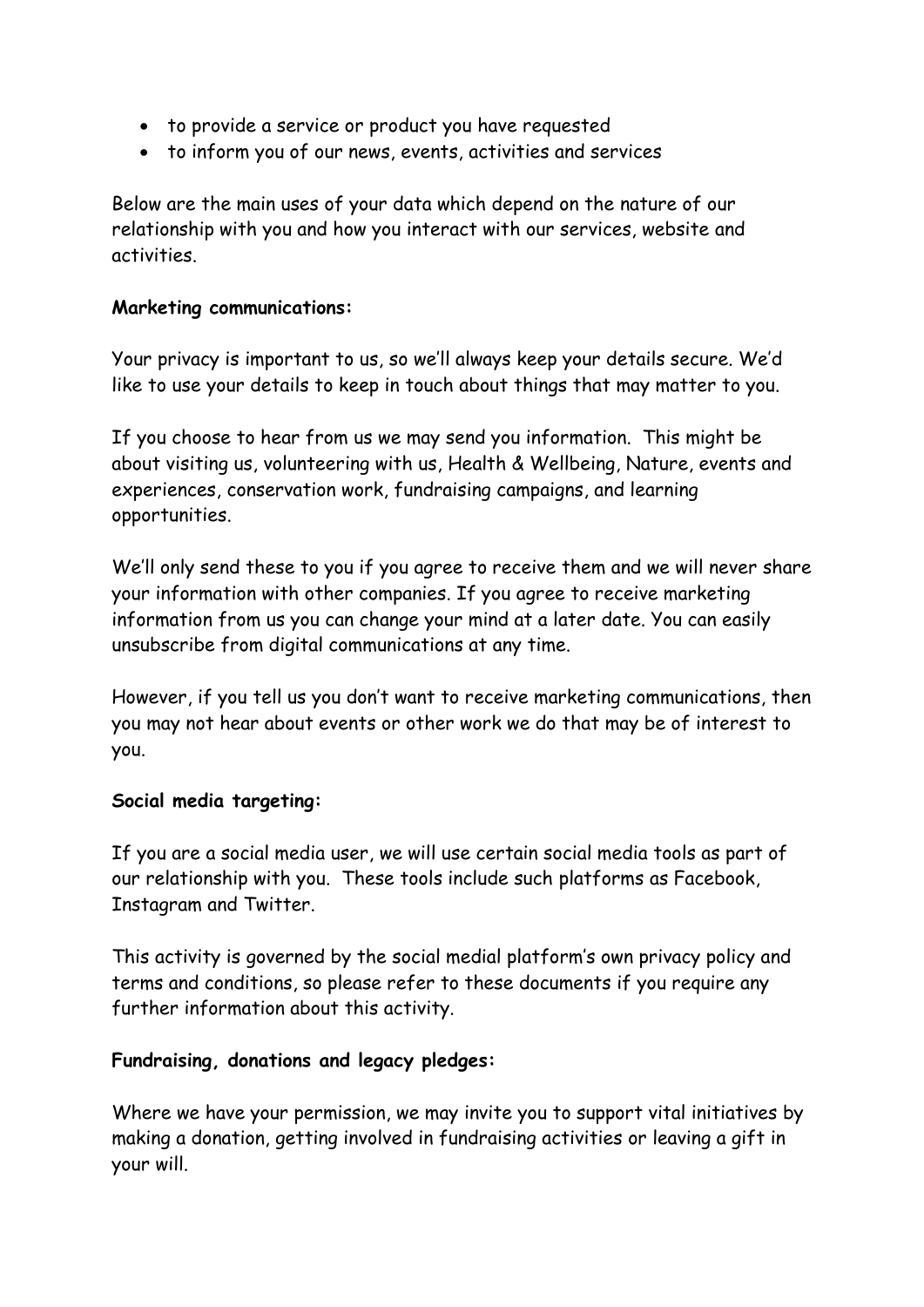- to provide a service or product you have requested
- to inform you of our news, events, activities and services

Below are the main uses of your data which depend on the nature of our relationship with you and how you interact with our services, website and activities.

**Marketing communications:**

Your privacy is important to us, so we'll always keep your details secure. We'd like to use your details to keep in touch about things that may matter to you.

If you choose to hear from us we may send you information. This might be about visiting us, volunteering with us, Health & Wellbeing, Nature, events and experiences, conservation work, fundraising campaigns, and learning opportunities.

We'll only send these to you if you agree to receive them and we will never share your information with other companies. If you agree to receive marketing information from us you can change your mind at a later date. You can easily unsubscribe from digital communications at any time.

However, if you tell us you don't want to receive marketing communications, then you may not hear about events or other work we do that may be of interest to you.

**Social media targeting:**

If you are a social media user, we will use certain social media tools as part of our relationship with you. These tools include such platforms as Facebook, Instagram and Twitter.

This activity is governed by the social medial platform's own privacy policy and terms and conditions, so please refer to these documents if you require any further information about this activity.

**Fundraising, donations and legacy pledges:**

Where we have your permission, we may invite you to support vital initiatives by making a donation, getting involved in fundraising activities or leaving a gift in your will.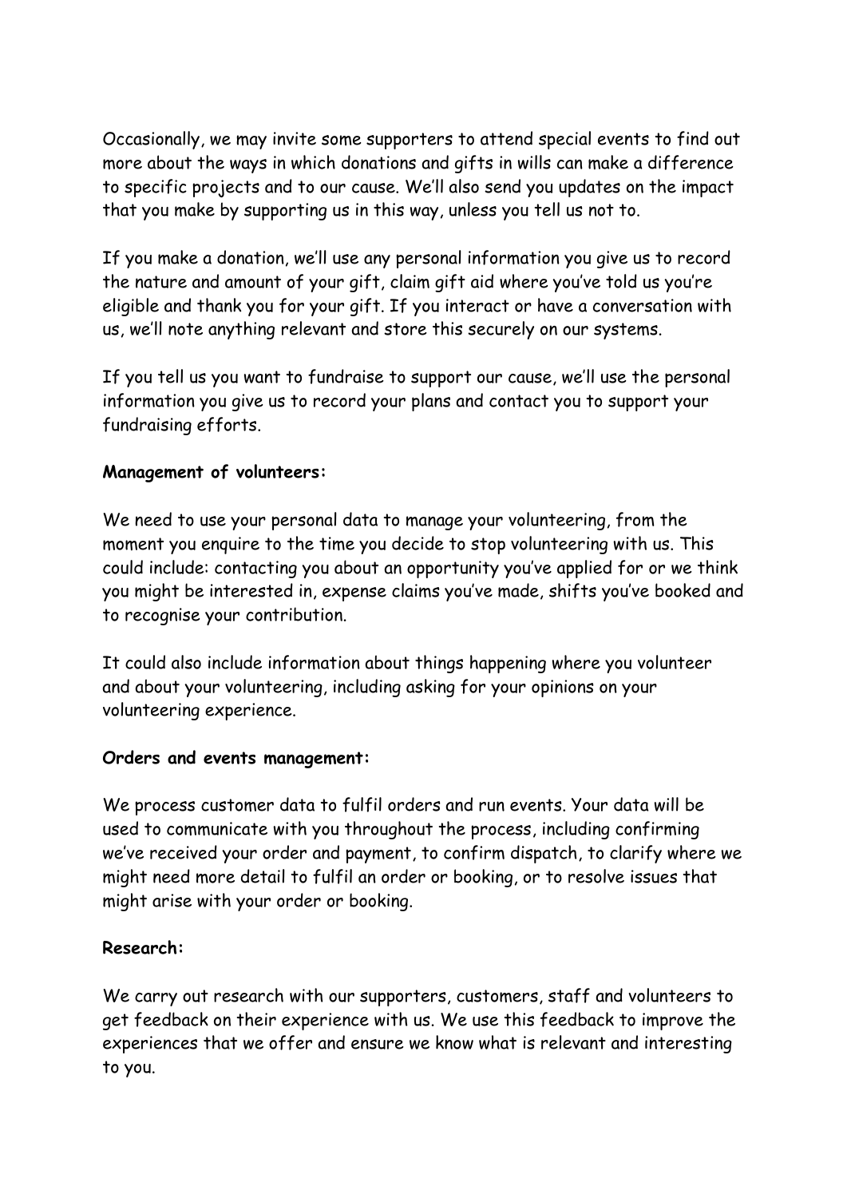Occasionally, we may invite some supporters to attend special events to find out more about the ways in which donations and gifts in wills can make a difference to specific projects and to our cause. We'll also send you updates on the impact that you make by supporting us in this way, unless you tell us not to.

If you make a donation, we'll use any personal information you give us to record the nature and amount of your gift, claim gift aid where you've told us you're eligible and thank you for your gift. If you interact or have a conversation with us, we'll note anything relevant and store this securely on our systems.

If you tell us you want to fundraise to support our cause, we'll use the personal information you give us to record your plans and contact you to support your fundraising efforts.

**Management of volunteers:**

We need to use your personal data to manage your volunteering, from the moment you enquire to the time you decide to stop volunteering with us. This could include: contacting you about an opportunity you've applied for or we think you might be interested in, expense claims you've made, shifts you've booked and to recognise your contribution.

It could also include information about things happening where you volunteer and about your volunteering, including asking for your opinions on your volunteering experience.

**Orders and events management:**

We process customer data to fulfil orders and run events. Your data will be used to communicate with you throughout the process, including confirming we've received your order and payment, to confirm dispatch, to clarify where we might need more detail to fulfil an order or booking, or to resolve issues that might arise with your order or booking.

**Research:**

We carry out research with our supporters, customers, staff and volunteers to get feedback on their experience with us. We use this feedback to improve the experiences that we offer and ensure we know what is relevant and interesting to you.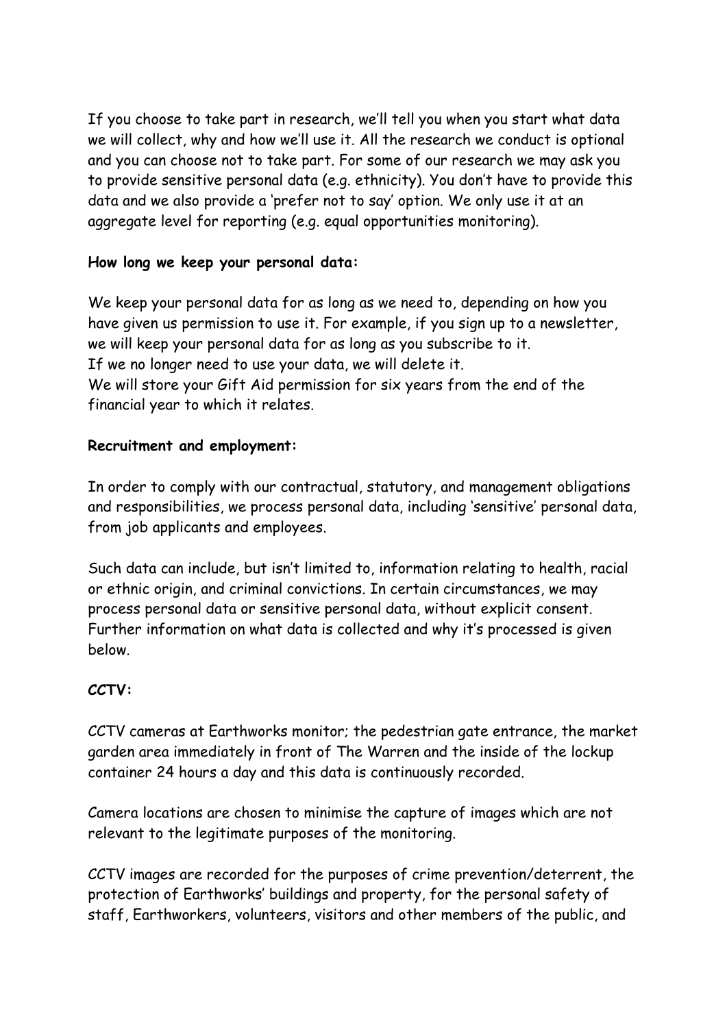If you choose to take part in research, we'll tell you when you start what data we will collect, why and how we'll use it. All the research we conduct is optional and you can choose not to take part. For some of our research we may ask you to provide sensitive personal data (e.g. ethnicity). You don't have to provide this data and we also provide a 'prefer not to say' option. We only use it at an aggregate level for reporting (e.g. equal opportunities monitoring).

**How long we keep your personal data:**

We keep your personal data for as long as we need to, depending on how you have given us permission to use it. For example, if you sign up to a newsletter, we will keep your personal data for as long as you subscribe to it.
If we no longer need to use your data, we will delete it.
We will store your Gift Aid permission for six years from the end of the financial year to which it relates.

**Recruitment and employment:**

In order to comply with our contractual, statutory, and management obligations and responsibilities, we process personal data, including 'sensitive' personal data, from job applicants and employees.

Such data can include, but isn't limited to, information relating to health, racial or ethnic origin, and criminal convictions. In certain circumstances, we may process personal data or sensitive personal data, without explicit consent. Further information on what data is collected and why it's processed is given below.

**CCTV:**

CCTV cameras at Earthworks monitor; the pedestrian gate entrance, the market garden area immediately in front of The Warren and the inside of the lockup container 24 hours a day and this data is continuously recorded.

Camera locations are chosen to minimise the capture of images which are not relevant to the legitimate purposes of the monitoring.

CCTV images are recorded for the purposes of crime prevention/deterrent, the protection of Earthworks' buildings and property, for the personal safety of staff, Earthworkers, volunteers, visitors and other members of the public, and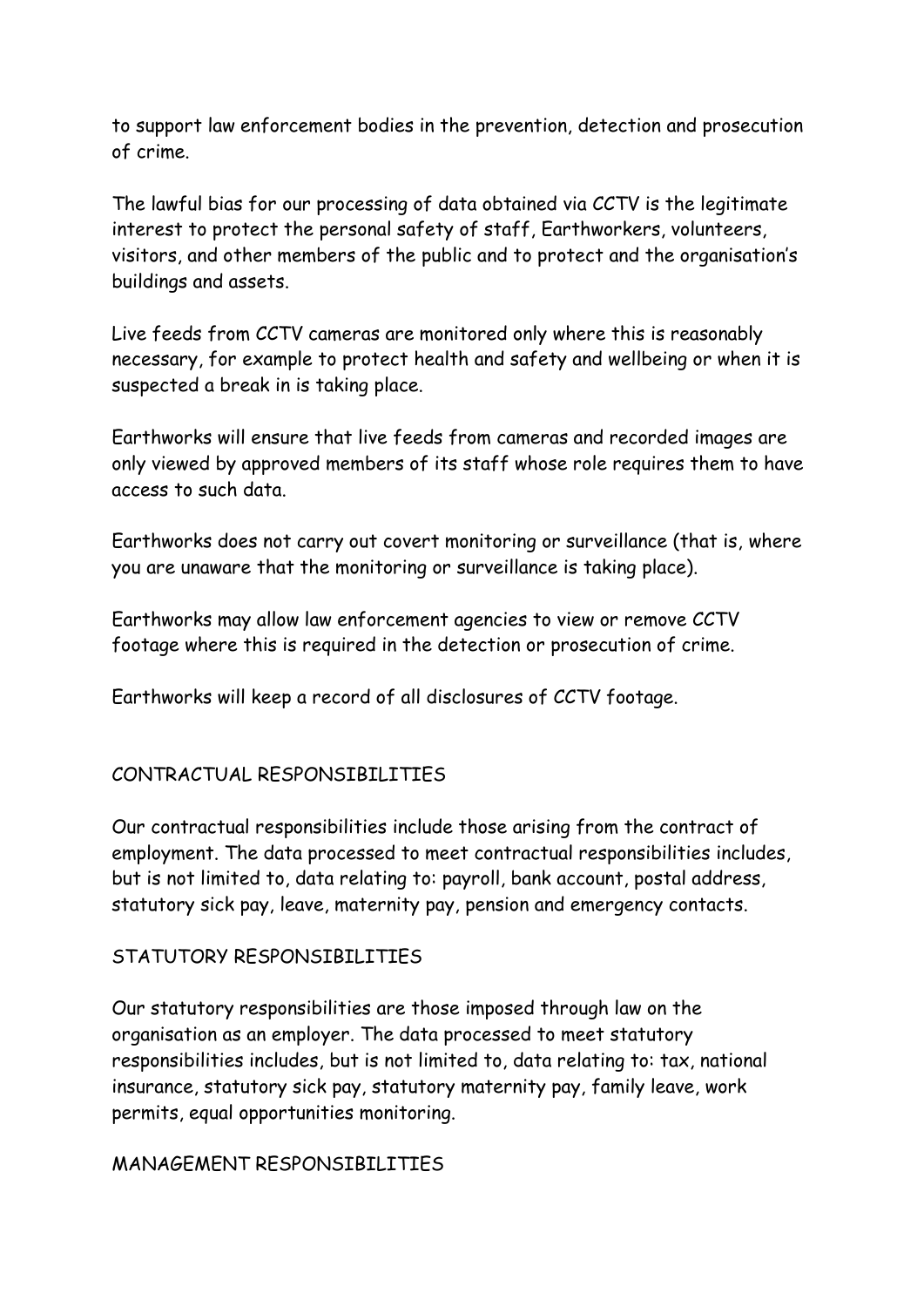to support law enforcement bodies in the prevention, detection and prosecution of crime.

The lawful bias for our processing of data obtained via CCTV is the legitimate interest to protect the personal safety of staff, Earthworkers, volunteers, visitors, and other members of the public and to protect and the organisation's buildings and assets.

Live feeds from CCTV cameras are monitored only where this is reasonably necessary, for example to protect health and safety and wellbeing or when it is suspected a break in is taking place.

Earthworks will ensure that live feeds from cameras and recorded images are only viewed by approved members of its staff whose role requires them to have access to such data.

Earthworks does not carry out covert monitoring or surveillance (that is, where you are unaware that the monitoring or surveillance is taking place).

Earthworks may allow law enforcement agencies to view or remove CCTV footage where this is required in the detection or prosecution of crime.

Earthworks will keep a record of all disclosures of CCTV footage.

## CONTRACTUAL RESPONSIBILITIES

Our contractual responsibilities include those arising from the contract of employment. The data processed to meet contractual responsibilities includes, but is not limited to, data relating to: payroll, bank account, postal address, statutory sick pay, leave, maternity pay, pension and emergency contacts.

## STATUTORY RESPONSIBILITIES

Our statutory responsibilities are those imposed through law on the organisation as an employer. The data processed to meet statutory responsibilities includes, but is not limited to, data relating to: tax, national insurance, statutory sick pay, statutory maternity pay, family leave, work permits, equal opportunities monitoring.

## MANAGEMENT RESPONSIBILITIES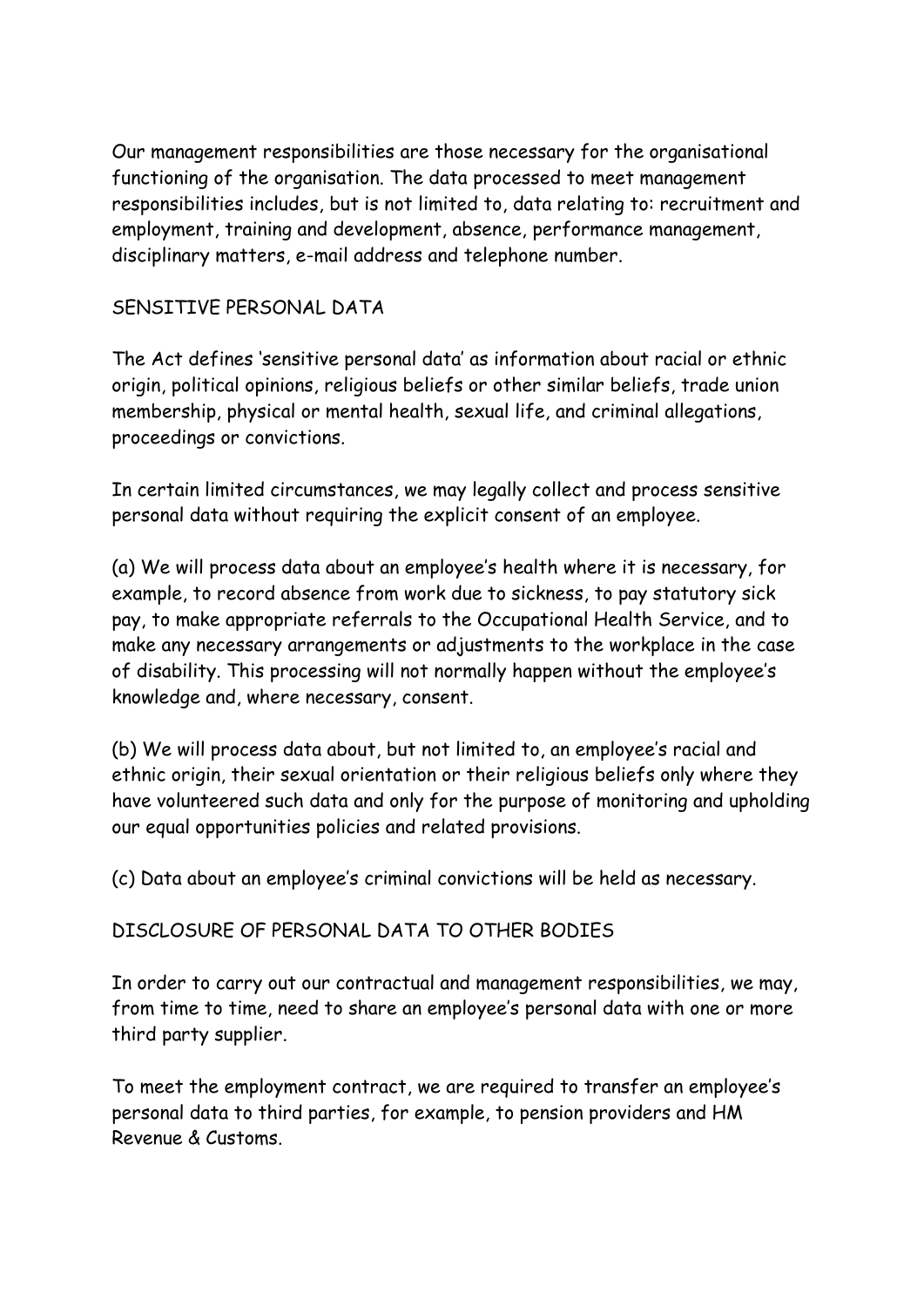Our management responsibilities are those necessary for the organisational functioning of the organisation. The data processed to meet management responsibilities includes, but is not limited to, data relating to: recruitment and employment, training and development, absence, performance management, disciplinary matters, e-mail address and telephone number.

## SENSITIVE PERSONAL DATA

The Act defines 'sensitive personal data' as information about racial or ethnic origin, political opinions, religious beliefs or other similar beliefs, trade union membership, physical or mental health, sexual life, and criminal allegations, proceedings or convictions.

In certain limited circumstances, we may legally collect and process sensitive personal data without requiring the explicit consent of an employee.

(a) We will process data about an employee's health where it is necessary, for example, to record absence from work due to sickness, to pay statutory sick pay, to make appropriate referrals to the Occupational Health Service, and to make any necessary arrangements or adjustments to the workplace in the case of disability. This processing will not normally happen without the employee's knowledge and, where necessary, consent.

(b) We will process data about, but not limited to, an employee's racial and ethnic origin, their sexual orientation or their religious beliefs only where they have volunteered such data and only for the purpose of monitoring and upholding our equal opportunities policies and related provisions.

(c) Data about an employee's criminal convictions will be held as necessary.

## DISCLOSURE OF PERSONAL DATA TO OTHER BODIES

In order to carry out our contractual and management responsibilities, we may, from time to time, need to share an employee's personal data with one or more third party supplier.

To meet the employment contract, we are required to transfer an employee's personal data to third parties, for example, to pension providers and HM Revenue & Customs.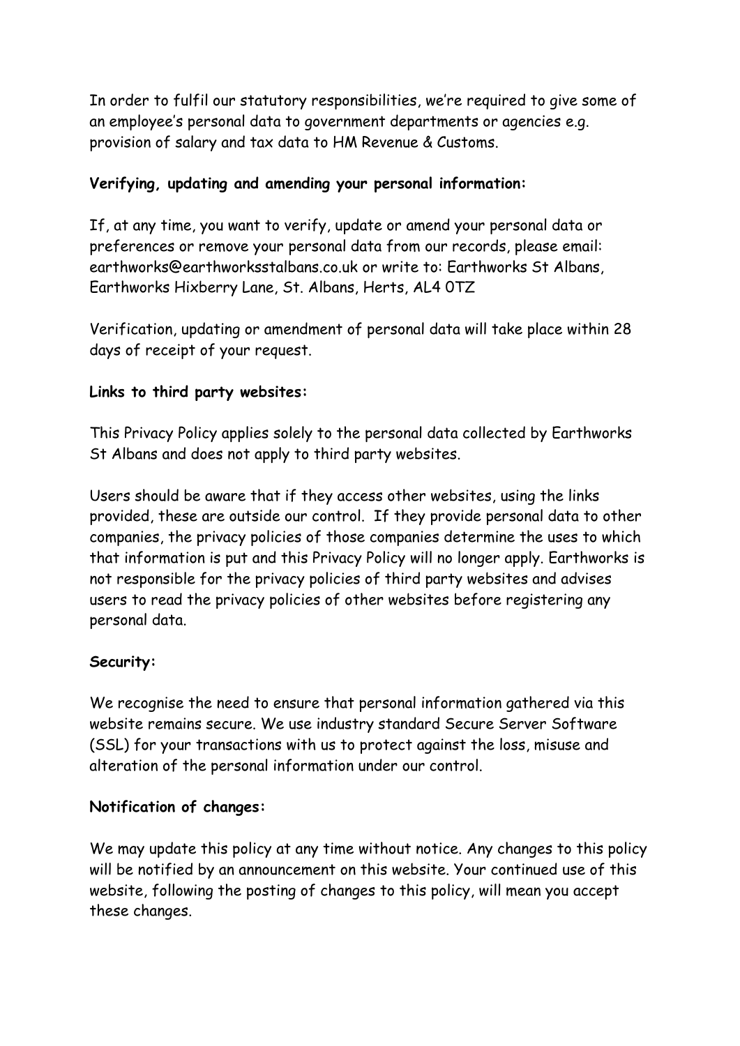In order to fulfil our statutory responsibilities, we're required to give some of an employee's personal data to government departments or agencies e.g. provision of salary and tax data to HM Revenue & Customs.

**Verifying, updating and amending your personal information:**

If, at any time, you want to verify, update or amend your personal data or preferences or remove your personal data from our records, please email: earthworks@earthworksstalbans.co.uk or write to: Earthworks St Albans, Earthworks Hixberry Lane, St. Albans, Herts, AL4 0TZ

Verification, updating or amendment of personal data will take place within 28 days of receipt of your request.

**Links to third party websites:**

This Privacy Policy applies solely to the personal data collected by Earthworks St Albans and does not apply to third party websites.

Users should be aware that if they access other websites, using the links provided, these are outside our control. If they provide personal data to other companies, the privacy policies of those companies determine the uses to which that information is put and this Privacy Policy will no longer apply. Earthworks is not responsible for the privacy policies of third party websites and advises users to read the privacy policies of other websites before registering any personal data.

**Security:**

We recognise the need to ensure that personal information gathered via this website remains secure. We use industry standard Secure Server Software (SSL) for your transactions with us to protect against the loss, misuse and alteration of the personal information under our control.

**Notification of changes:**

We may update this policy at any time without notice. Any changes to this policy will be notified by an announcement on this website. Your continued use of this website, following the posting of changes to this policy, will mean you accept these changes.